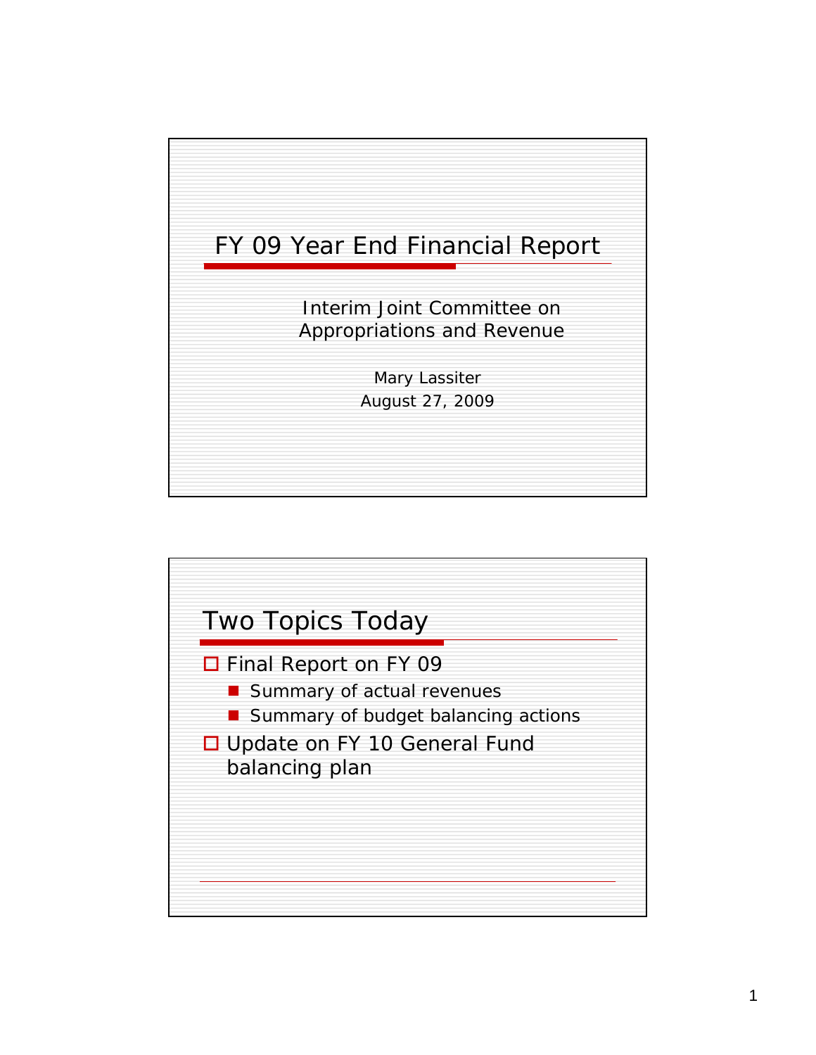# FY 09 Year End Financial Report

Interim Joint Committee on Appropriations and Revenue

Mary Lassiter

August 27, 2009

## Two Topics Today

- Final Report on FY 09
  - Summary of actual revenues
  - Summary of budget balancing actions
- Update on FY 10 General Fund balancing plan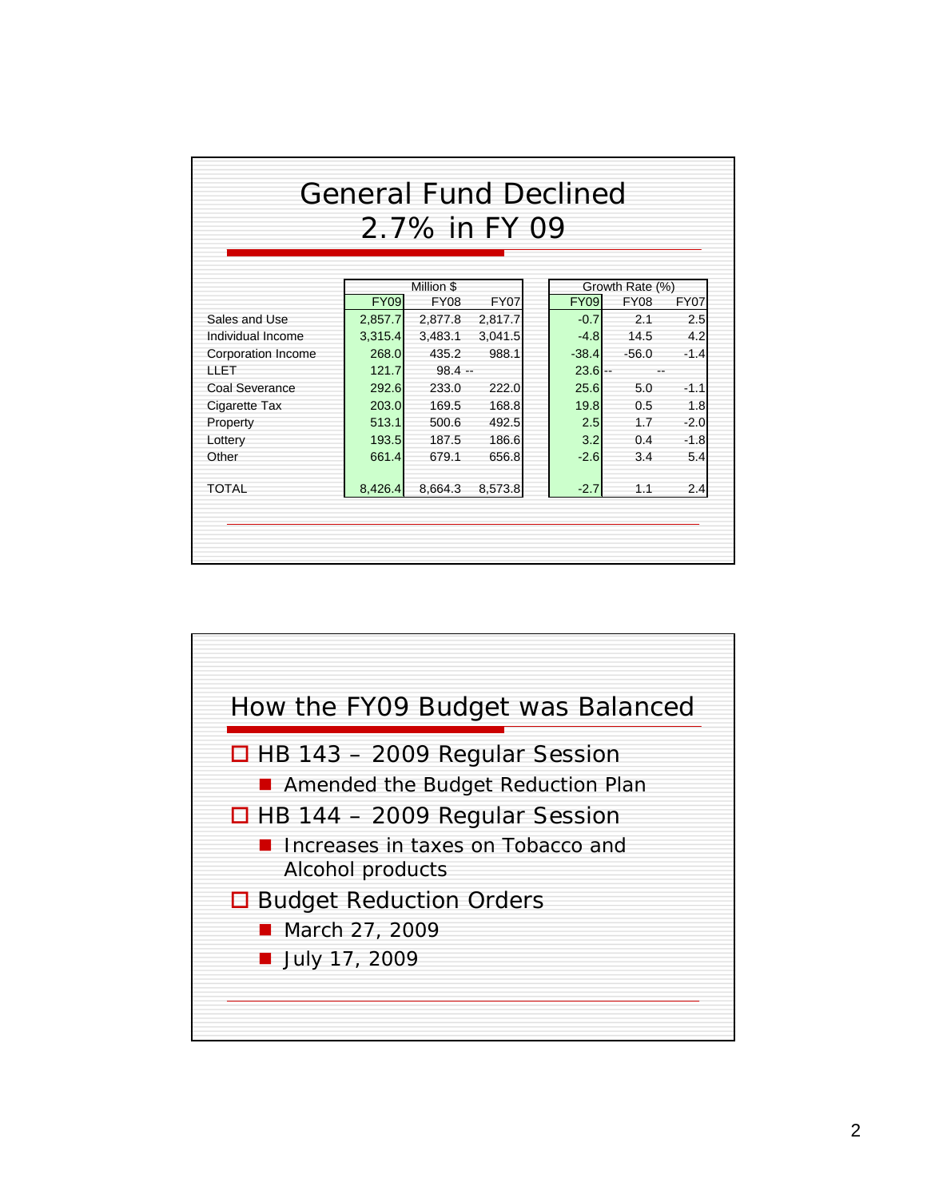# General Fund Declined 2.7% in FY 09

| | Million $ | | | Growth Rate (%) | | |
|---|---|---|---|---|---|---|
| | FY09 | FY08 | FY07 | FY09 | FY08 | FY07 |
| Sales and Use | 2,857.7 | 2,877.8 | 2,817.7 | -0.7 | 2.1 | 2.5 |
| Individual Income | 3,315.4 | 3,483.1 | 3,041.5 | -4.8 | 14.5 | 4.2 |
| Corporation Income | 268.0 | 435.2 | 988.1 | -38.4 | -56.0 | -1.4 |
| LLET | 121.7 | 98.4 | -- | 23.6 | -- | -- |
| Coal Severance | 292.6 | 233.0 | 222.0 | 25.6 | 5.0 | -1.1 |
| Cigarette Tax | 203.0 | 169.5 | 168.8 | 19.8 | 0.5 | 1.8 |
| Property | 513.1 | 500.6 | 492.5 | 2.5 | 1.7 | -2.0 |
| Lottery | 193.5 | 187.5 | 186.6 | 3.2 | 0.4 | -1.8 |
| Other | 661.4 | 679.1 | 656.8 | -2.6 | 3.4 | 5.4 |
| TOTAL | 8,426.4 | 8,664.3 | 8,573.8 | -2.7 | 1.1 | 2.4 |

# How the FY09 Budget was Balanced

- HB 143 – 2009 Regular Session
  - Amended the Budget Reduction Plan
- HB 144 – 2009 Regular Session
  - Increases in taxes on Tobacco and Alcohol products
- Budget Reduction Orders
  - March 27, 2009
  - July 17, 2009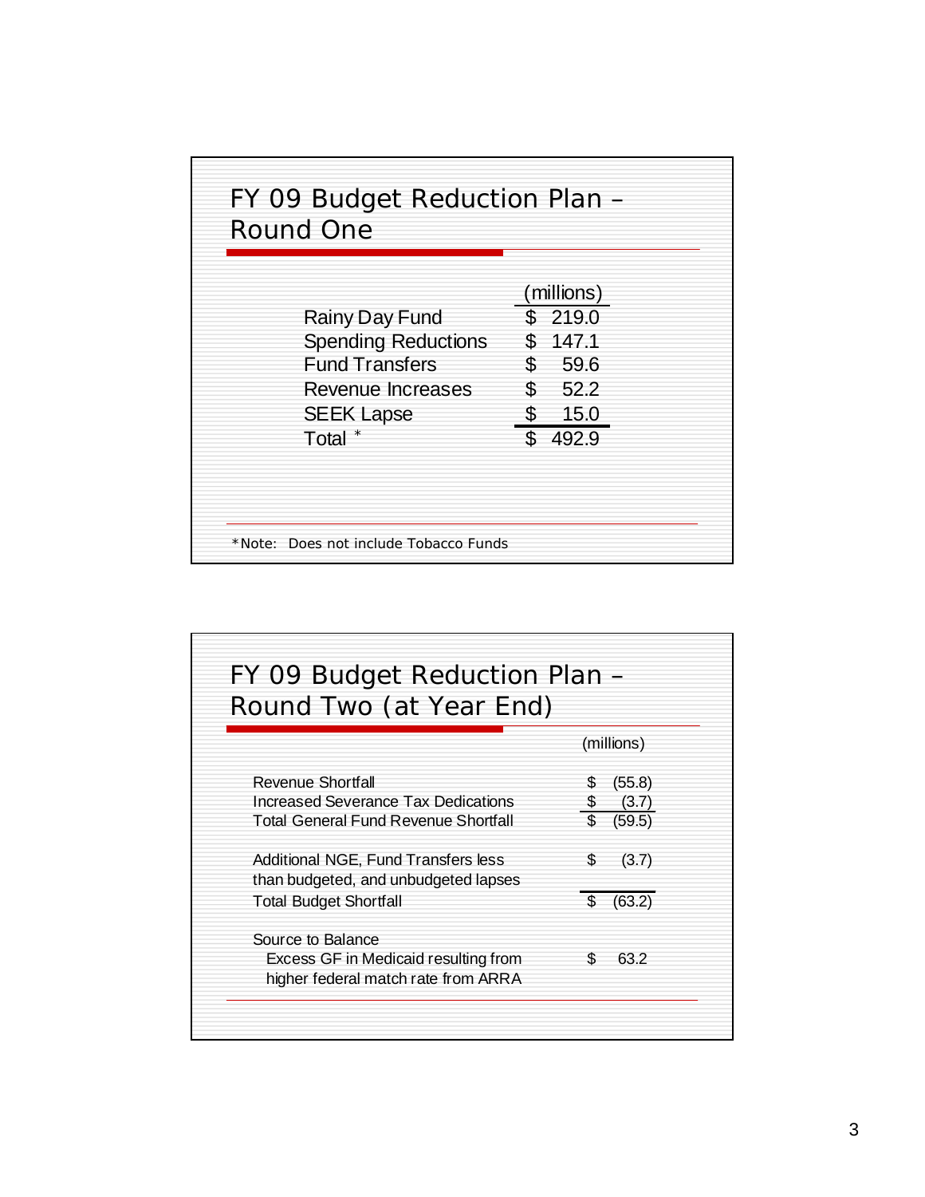## FY 09 Budget Reduction Plan – Round One

| | (millions) |
|---|---|
| Rainy Day Fund | $ 219.0 |
| Spending Reductions | $ 147.1 |
| Fund Transfers | $ 59.6 |
| Revenue Increases | $ 52.2 |
| SEEK Lapse | $ 15.0 |
| Total * | $ 492.9 |

*Note: Does not include Tobacco Funds

## FY 09 Budget Reduction Plan – Round Two (at Year End)

| | (millions) |
|---|---|
| Revenue Shortfall | $ (55.8) |
| Increased Severance Tax Dedications | $ (3.7) |
| Total General Fund Revenue Shortfall | $ (59.5) |
| Additional NGE, Fund Transfers less than budgeted, and unbudgeted lapses | $ (3.7) |
| Total Budget Shortfall | $ (63.2) |
| Source to Balance | |
| Excess GF in Medicaid resulting from higher federal match rate from ARRA | $ 63.2 |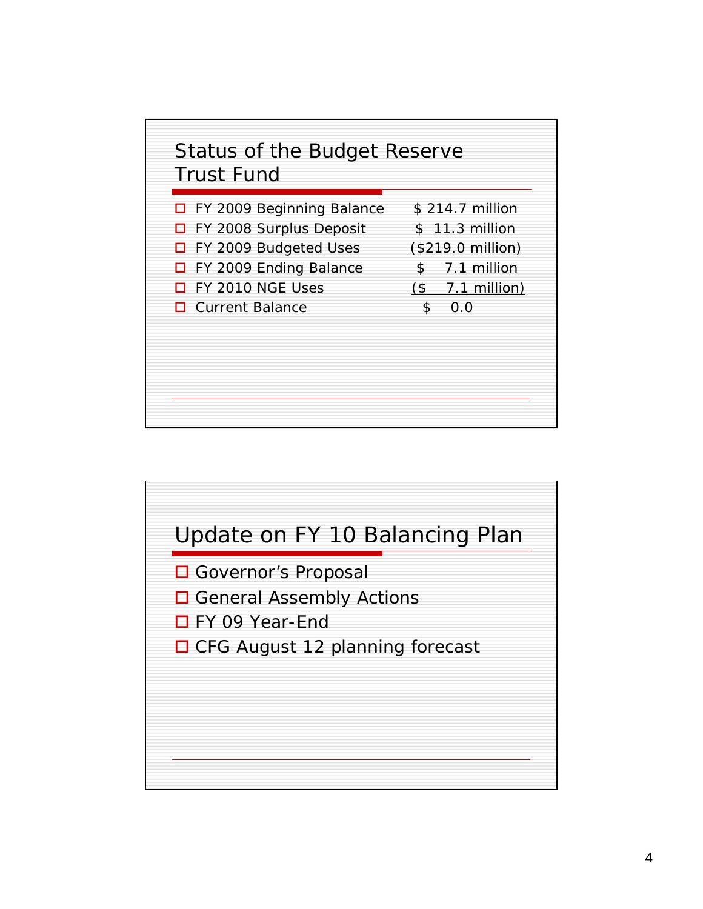## Status of the Budget Reserve Trust Fund

| Item | Amount |
|---|---|
| FY 2009 Beginning Balance | $ 214.7 million |
| FY 2008 Surplus Deposit | $ 11.3 million |
| FY 2009 Budgeted Uses | ($219.0 million) |
| FY 2009 Ending Balance | $ 7.1 million |
| FY 2010 NGE Uses | ($ 7.1 million) |
| Current Balance | $ 0.0 |

## Update on FY 10 Balancing Plan

- Governor's Proposal
- General Assembly Actions
- FY 09 Year-End
- CFG August 12 planning forecast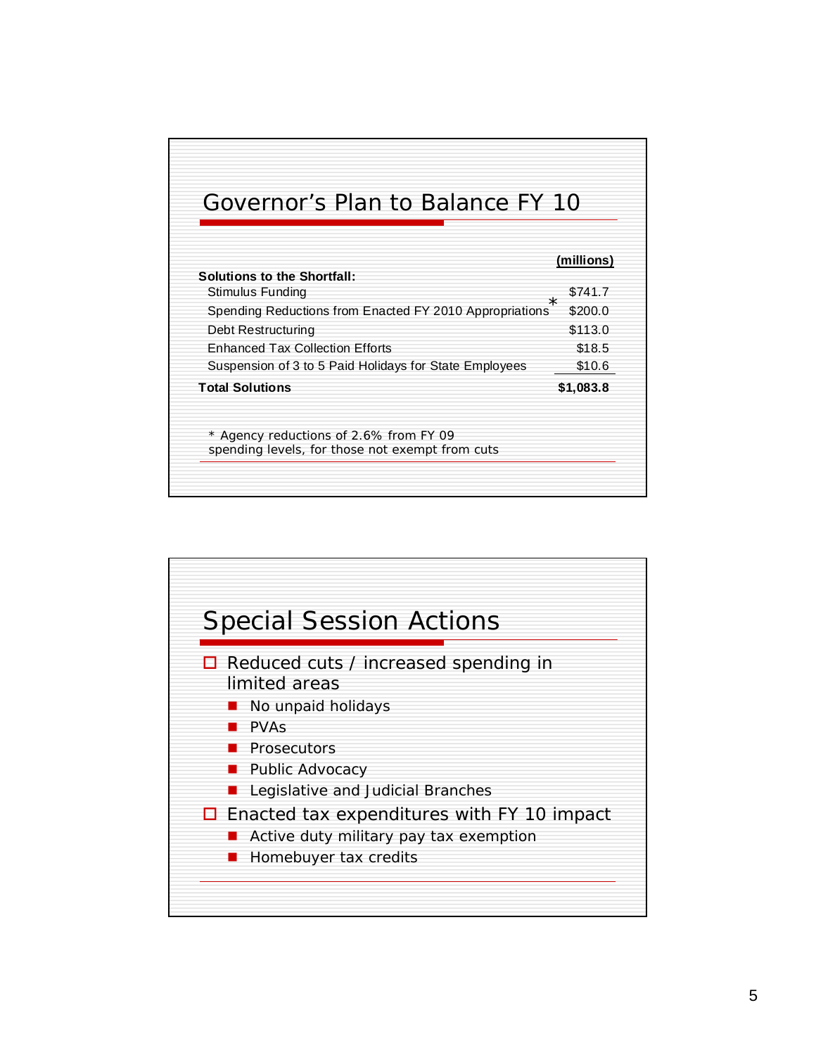## Governor's Plan to Balance FY 10

| Solutions to the Shortfall: | (millions) |
|---|---|
| Stimulus Funding | $741.7 |
| Spending Reductions from Enacted FY 2010 Appropriations * | $200.0 |
| Debt Restructuring | $113.0 |
| Enhanced Tax Collection Efforts | $18.5 |
| Suspension of 3 to 5 Paid Holidays for State Employees | $10.6 |
| **Total Solutions** | **$1,083.8** |

* Agency reductions of 2.6% from FY 09 spending levels, for those not exempt from cuts

## Special Session Actions

- Reduced cuts / increased spending in limited areas
  - No unpaid holidays
  - PVAs
  - Prosecutors
  - Public Advocacy
  - Legislative and Judicial Branches
- Enacted tax expenditures with FY 10 impact
  - Active duty military pay tax exemption
  - Homebuyer tax credits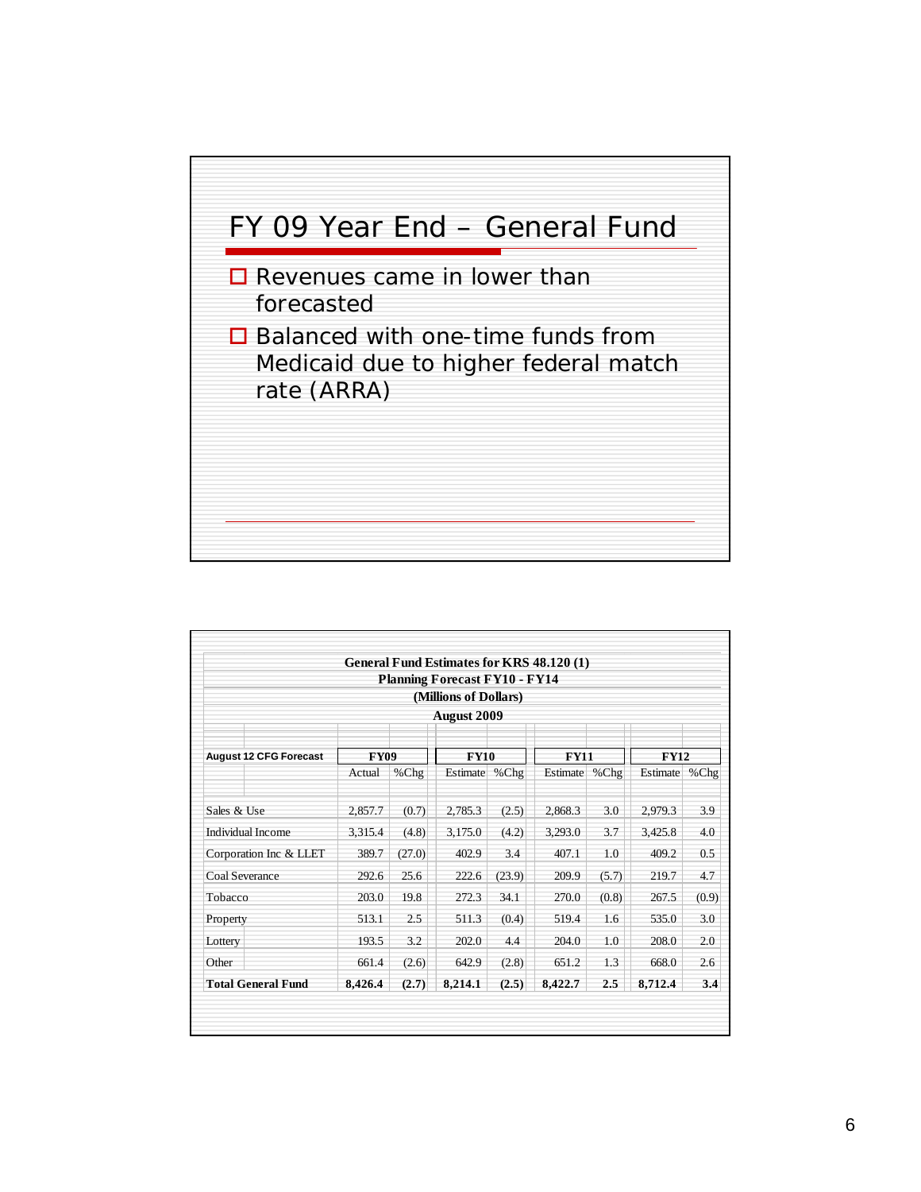# FY 09 Year End – General Fund

- Revenues came in lower than forecasted
- Balanced with one-time funds from Medicaid due to higher federal match rate (ARRA)

**General Fund Estimates for KRS 48.120 (1)**
**Planning Forecast FY10 - FY14**
**(Millions of Dollars)**
**August 2009**

| August 12 CFG Forecast | FY09 | | FY10 | | FY11 | | FY12 | |
|---|---|---|---|---|---|---|---|---|
| | Actual | %Chg | Estimate | %Chg | Estimate | %Chg | Estimate | %Chg |
| Sales & Use | 2,857.7 | (0.7) | 2,785.3 | (2.5) | 2,868.3 | 3.0 | 2,979.3 | 3.9 |
| Individual Income | 3,315.4 | (4.8) | 3,175.0 | (4.2) | 3,293.0 | 3.7 | 3,425.8 | 4.0 |
| Corporation Inc & LLET | 389.7 | (27.0) | 402.9 | 3.4 | 407.1 | 1.0 | 409.2 | 0.5 |
| Coal Severance | 292.6 | 25.6 | 222.6 | (23.9) | 209.9 | (5.7) | 219.7 | 4.7 |
| Tobacco | 203.0 | 19.8 | 272.3 | 34.1 | 270.0 | (0.8) | 267.5 | (0.9) |
| Property | 513.1 | 2.5 | 511.3 | (0.4) | 519.4 | 1.6 | 535.0 | 3.0 |
| Lottery | 193.5 | 3.2 | 202.0 | 4.4 | 204.0 | 1.0 | 208.0 | 2.0 |
| Other | 661.4 | (2.6) | 642.9 | (2.8) | 651.2 | 1.3 | 668.0 | 2.6 |
| **Total General Fund** | **8,426.4** | **(2.7)** | **8,214.1** | **(2.5)** | **8,422.7** | **2.5** | **8,712.4** | **3.4** |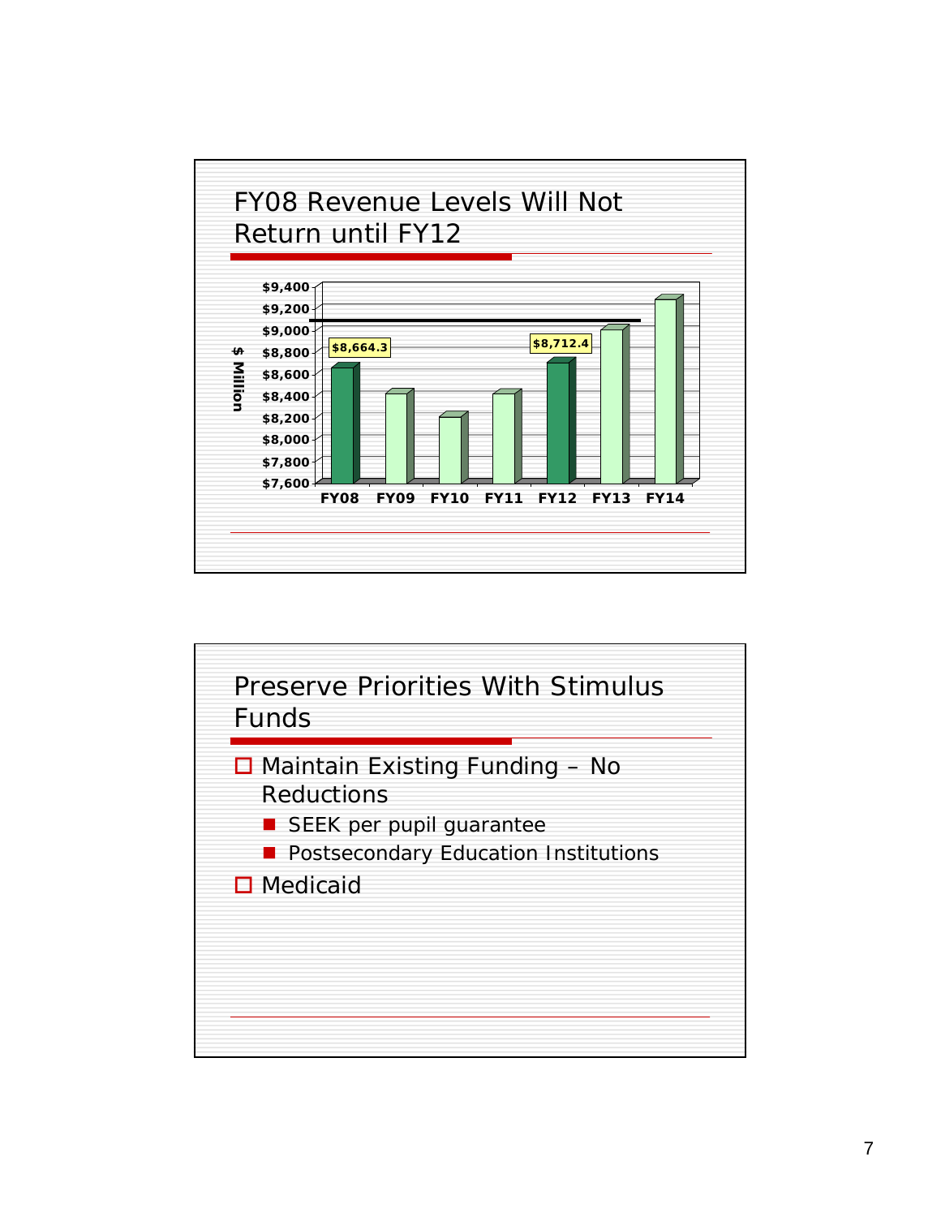## FY08 Revenue Levels Will Not Return until FY12

$ Million

$9,400
$9,200
$9,000
$8,800
$8,600
$8,400
$8,200
$8,000
$7,800
$7,600

$8,664.3

$8,712.4

FY08 FY09 FY10 FY11 FY12 FY13 FY14

## Preserve Priorities With Stimulus Funds

- Maintain Existing Funding – No Reductions
  - SEEK per pupil guarantee
  - Postsecondary Education Institutions
- Medicaid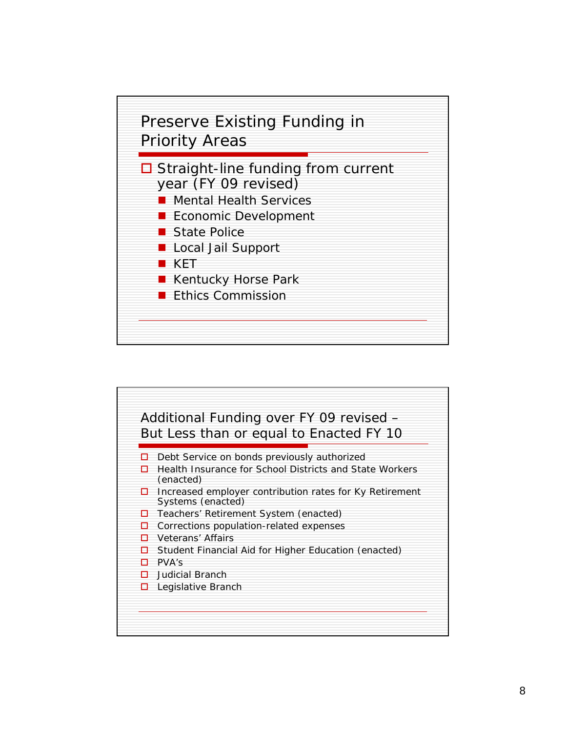## Preserve Existing Funding in Priority Areas

- Straight-line funding from current year (FY 09 revised)
  - Mental Health Services
  - Economic Development
  - State Police
  - Local Jail Support
  - KET
  - Kentucky Horse Park
  - Ethics Commission

## Additional Funding over FY 09 revised – But Less than or equal to Enacted FY 10

- Debt Service on bonds previously authorized
- Health Insurance for School Districts and State Workers (enacted)
- Increased employer contribution rates for Ky Retirement Systems (enacted)
- Teachers' Retirement System (enacted)
- Corrections population-related expenses
- Veterans' Affairs
- Student Financial Aid for Higher Education (enacted)
- PVA's
- Judicial Branch
- Legislative Branch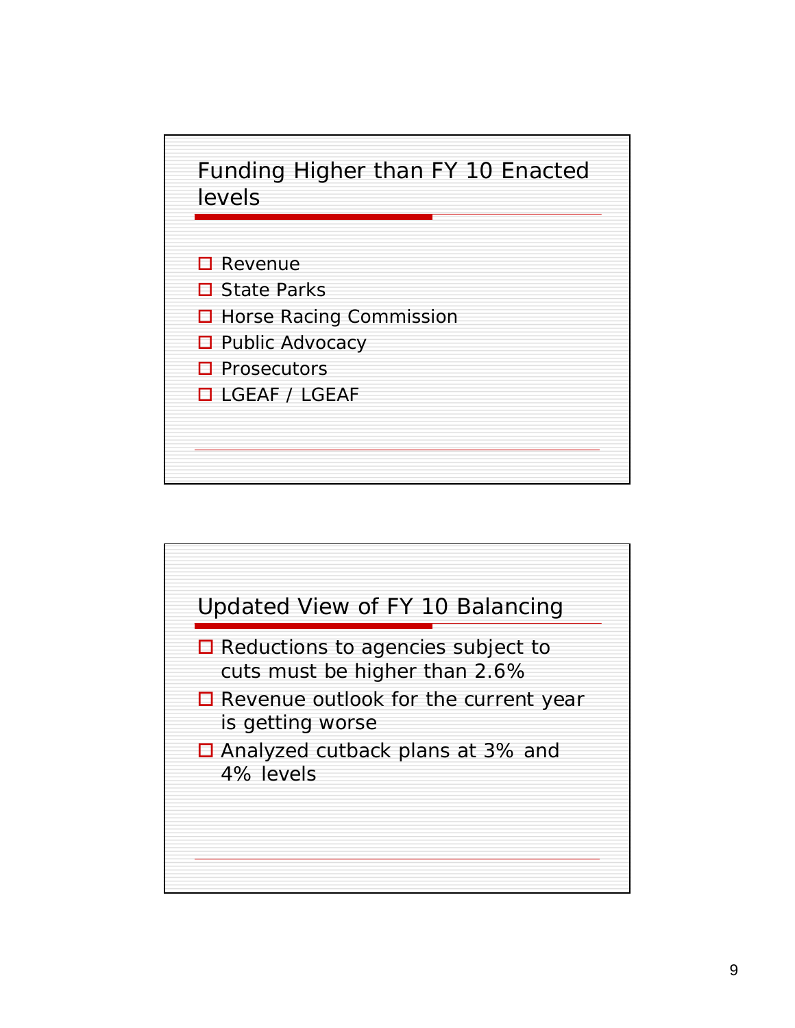## Funding Higher than FY 10 Enacted levels

- Revenue
- State Parks
- Horse Racing Commission
- Public Advocacy
- Prosecutors
- LGEAF / LGEAF

## Updated View of FY 10 Balancing

- Reductions to agencies subject to cuts must be higher than 2.6%
- Revenue outlook for the current year is getting worse
- Analyzed cutback plans at 3% and 4% levels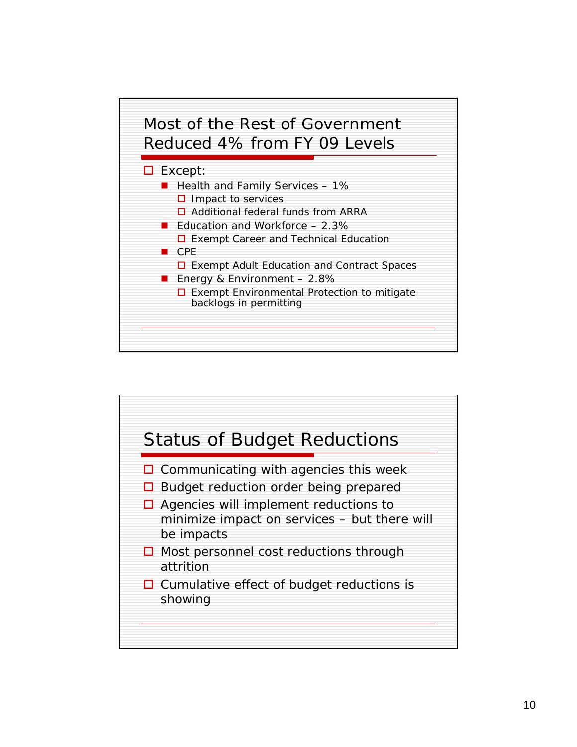## Most of the Rest of Government Reduced 4% from FY 09 Levels

- Except:
  - Health and Family Services – 1%
    - Impact to services
    - Additional federal funds from ARRA
  - Education and Workforce – 2.3%
    - Exempt Career and Technical Education
  - CPE
    - Exempt Adult Education and Contract Spaces
  - Energy & Environment – 2.8%
    - Exempt Environmental Protection to mitigate backlogs in permitting

## Status of Budget Reductions

- Communicating with agencies this week
- Budget reduction order being prepared
- Agencies will implement reductions to minimize impact on services – but there will be impacts
- Most personnel cost reductions through attrition
- Cumulative effect of budget reductions is showing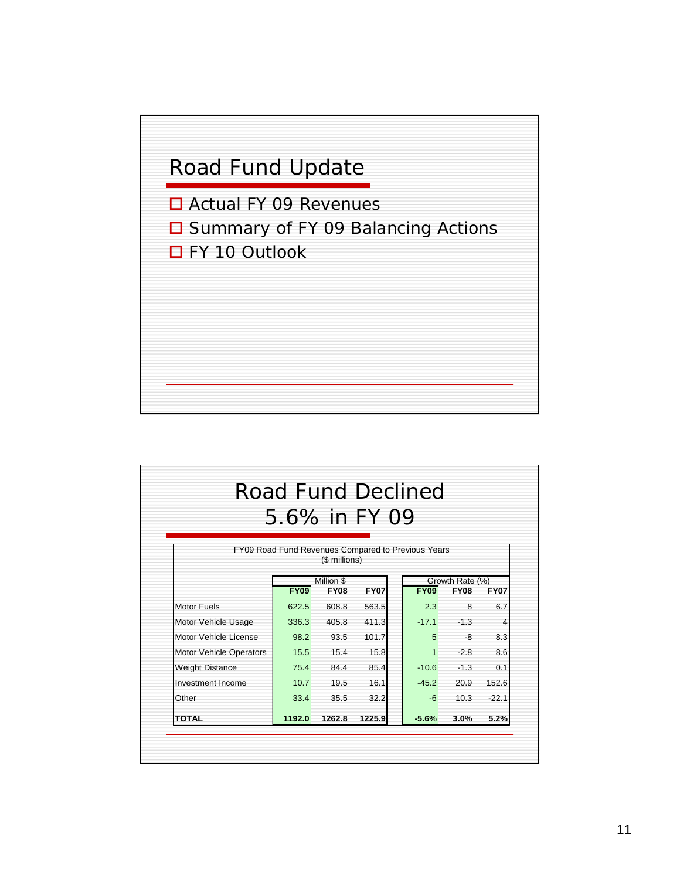# Road Fund Update

- Actual FY 09 Revenues
- Summary of FY 09 Balancing Actions
- FY 10 Outlook

# Road Fund Declined 5.6% in FY 09

FY09 Road Fund Revenues Compared to Previous Years
($ millions)

| | Million $ | | | Growth Rate (%) | | |
|---|---|---|---|---|---|---|
| | FY09 | FY08 | FY07 | FY09 | FY08 | FY07 |
| Motor Fuels | 622.5 | 608.8 | 563.5 | 2.3 | 8 | 6.7 |
| Motor Vehicle Usage | 336.3 | 405.8 | 411.3 | -17.1 | -1.3 | 4 |
| Motor Vehicle License | 98.2 | 93.5 | 101.7 | 5 | -8 | 8.3 |
| Motor Vehicle Operators | 15.5 | 15.4 | 15.8 | 1 | -2.8 | 8.6 |
| Weight Distance | 75.4 | 84.4 | 85.4 | -10.6 | -1.3 | 0.1 |
| Investment Income | 10.7 | 19.5 | 16.1 | -45.2 | 20.9 | 152.6 |
| Other | 33.4 | 35.5 | 32.2 | -6 | 10.3 | -22.1 |
| **TOTAL** | **1192.0** | **1262.8** | **1225.9** | **-5.6%** | **3.0%** | **5.2%** |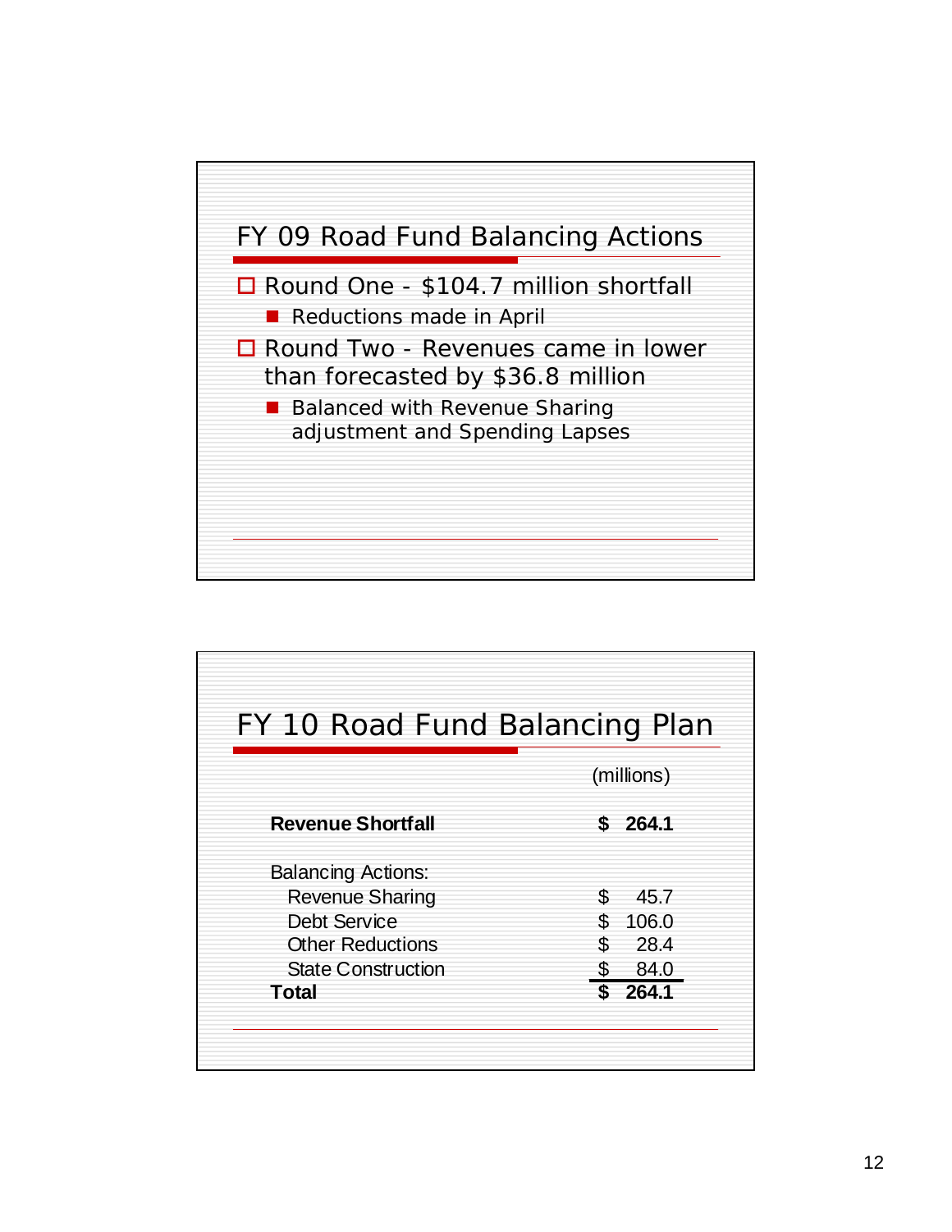## FY 09 Road Fund Balancing Actions

- Round One - $104.7 million shortfall
  - Reductions made in April
- Round Two - Revenues came in lower than forecasted by $36.8 million
  - Balanced with Revenue Sharing adjustment and Spending Lapses

## FY 10 Road Fund Balancing Plan

| | (millions) |
|---|---|
| **Revenue Shortfall** | **$ 264.1** |
| Balancing Actions: | |
| Revenue Sharing | $ 45.7 |
| Debt Service | $ 106.0 |
| Other Reductions | $ 28.4 |
| State Construction | $ 84.0 |
| **Total** | **$ 264.1** |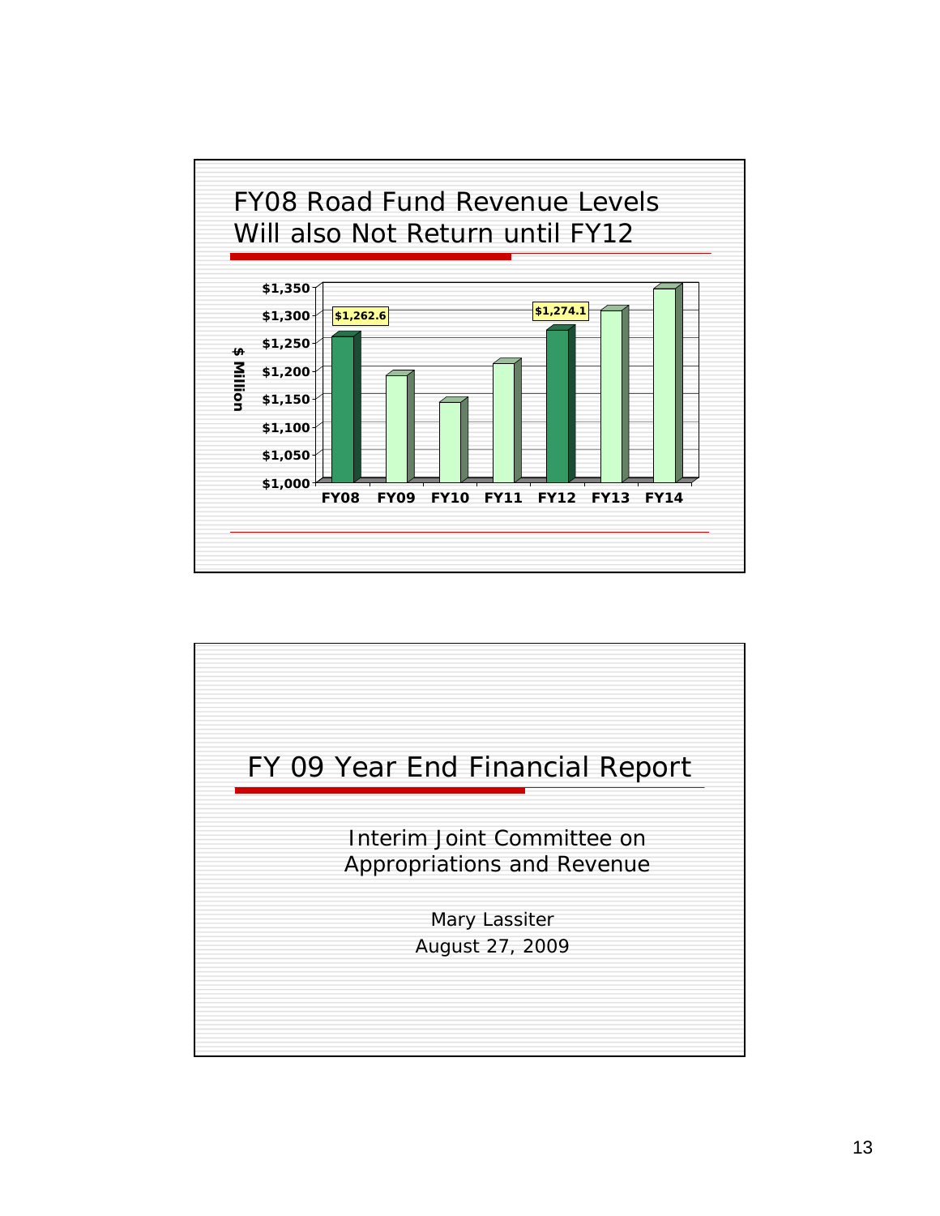## FY08 Road Fund Revenue Levels Will also Not Return until FY12

$ Million

$1,350
$1,300
$1,250
$1,200
$1,150
$1,100
$1,050
$1,000

$1,262.6
$1,274.1

FY08 FY09 FY10 FY11 FY12 FY13 FY14

## FY 09 Year End Financial Report

Interim Joint Committee on Appropriations and Revenue

Mary Lassiter
August 27, 2009